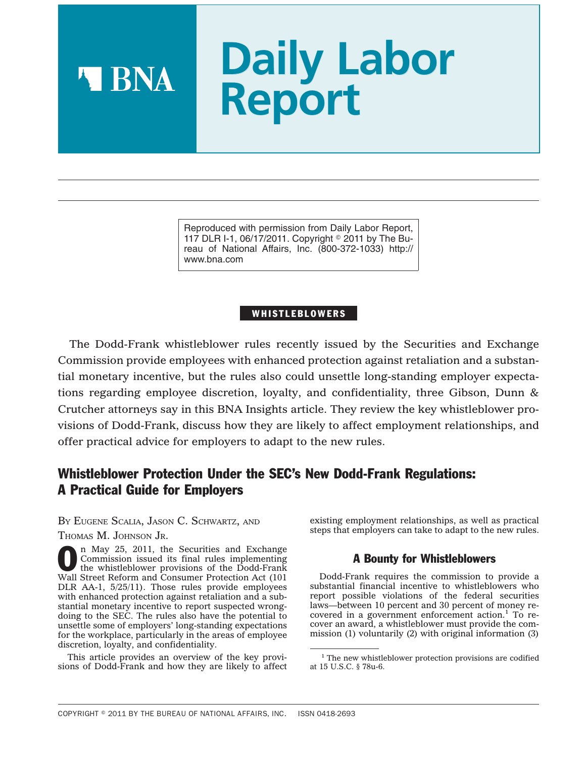# Daily Labor Report

Reproduced with permission from Daily Labor Report, 117 DLR I-1, 06/17/2011. Copyright © 2011 by The Bureau of National Affairs, Inc. (800-372-1033) http://www.bna.com

**WHISTLEBLOWERS**

The Dodd-Frank whistleblower rules recently issued by the Securities and Exchange Commission provide employees with enhanced protection against retaliation and a substantial monetary incentive, but the rules also could unsettle long-standing employer expectations regarding employee discretion, loyalty, and confidentiality, three Gibson, Dunn & Crutcher attorneys say in this BNA Insights article. They review the key whistleblower provisions of Dodd-Frank, discuss how they are likely to affect employment relationships, and offer practical advice for employers to adapt to the new rules.

## Whistleblower Protection Under the SEC's New Dodd-Frank Regulations: A Practical Guide for Employers

BY EUGENE SCALIA, JASON C. SCHWARTZ, AND THOMAS M. JOHNSON JR.

On May 25, 2011, the Securities and Exchange Commission issued its final rules implementing the whistleblower provisions of the Dodd-Frank Wall Street Reform and Consumer Protection Act (101 DLR AA-1, 5/25/11). Those rules provide employees with enhanced protection against retaliation and a substantial monetary incentive to report suspected wrongdoing to the SEC. The rules also have the potential to unsettle some of employers' long-standing expectations for the workplace, particularly in the areas of employee discretion, loyalty, and confidentiality.

This article provides an overview of the key provisions of Dodd-Frank and how they are likely to affect existing employment relationships, as well as practical steps that employers can take to adapt to the new rules.

### A Bounty for Whistleblowers

Dodd-Frank requires the commission to provide a substantial financial incentive to whistleblowers who report possible violations of the federal securities laws—between 10 percent and 30 percent of money recovered in a government enforcement action.[1] To recover an award, a whistleblower must provide the commission (1) voluntarily (2) with original information (3)

[1] The new whistleblower protection provisions are codified at 15 U.S.C. § 78u-6.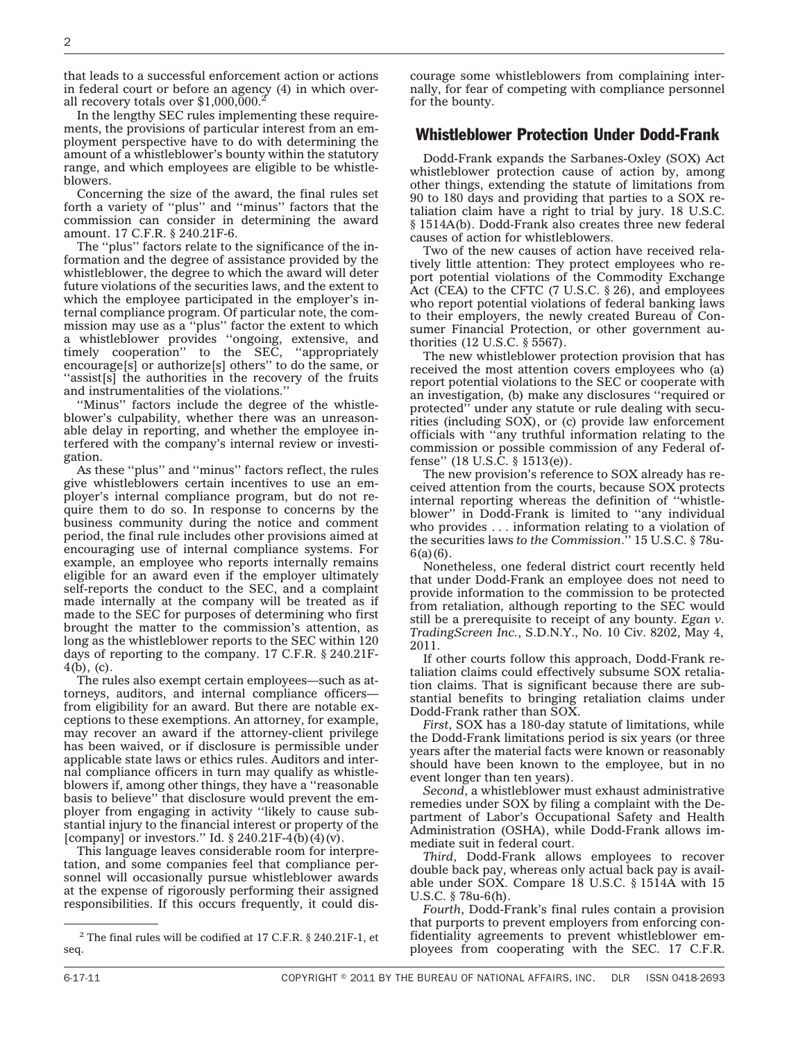that leads to a successful enforcement action or actions in federal court or before an agency (4) in which overall recovery totals over $1,000,000.[2]

In the lengthy SEC rules implementing these requirements, the provisions of particular interest from an employment perspective have to do with determining the amount of a whistleblower's bounty within the statutory range, and which employees are eligible to be whistleblowers.

Concerning the size of the award, the final rules set forth a variety of ''plus'' and ''minus'' factors that the commission can consider in determining the award amount. 17 C.F.R. § 240.21F-6.

The ''plus'' factors relate to the significance of the information and the degree of assistance provided by the whistleblower, the degree to which the award will deter future violations of the securities laws, and the extent to which the employee participated in the employer's internal compliance program. Of particular note, the commission may use as a ''plus'' factor the extent to which a whistleblower provides ''ongoing, extensive, and timely cooperation'' to the SEC, ''appropriately encourage[s] or authorize[s] others'' to do the same, or ''assist[s] the authorities in the recovery of the fruits and instrumentalities of the violations.''

''Minus'' factors include the degree of the whistleblower's culpability, whether there was an unreasonable delay in reporting, and whether the employee interfered with the company's internal review or investigation.

As these ''plus'' and ''minus'' factors reflect, the rules give whistleblowers certain incentives to use an employer's internal compliance program, but do not require them to do so. In response to concerns by the business community during the notice and comment period, the final rule includes other provisions aimed at encouraging use of internal compliance systems. For example, an employee who reports internally remains eligible for an award even if the employer ultimately self-reports the conduct to the SEC, and a complaint made internally at the company will be treated as if made to the SEC for purposes of determining who first brought the matter to the commission's attention, as long as the whistleblower reports to the SEC within 120 days of reporting to the company. 17 C.F.R. § 240.21F-4(b), (c).

The rules also exempt certain employees—such as attorneys, auditors, and internal compliance officers—from eligibility for an award. But there are notable exceptions to these exemptions. An attorney, for example, may recover an award if the attorney-client privilege has been waived, or if disclosure is permissible under applicable state laws or ethics rules. Auditors and internal compliance officers in turn may qualify as whistleblowers if, among other things, they have a ''reasonable basis to believe'' that disclosure would prevent the employer from engaging in activity ''likely to cause substantial injury to the financial interest or property of the [company] or investors.'' Id. § 240.21F-4(b)(4)(v).

This language leaves considerable room for interpretation, and some companies feel that compliance personnel will occasionally pursue whistleblower awards at the expense of rigorously performing their assigned responsibilities. If this occurs frequently, it could discourage some whistleblowers from complaining internally, for fear of competing with compliance personnel for the bounty.

## Whistleblower Protection Under Dodd-Frank

Dodd-Frank expands the Sarbanes-Oxley (SOX) Act whistleblower protection cause of action by, among other things, extending the statute of limitations from 90 to 180 days and providing that parties to a SOX retaliation claim have a right to trial by jury. 18 U.S.C. § 1514A(b). Dodd-Frank also creates three new federal causes of action for whistleblowers.

Two of the new causes of action have received relatively little attention: They protect employees who report potential violations of the Commodity Exchange Act (CEA) to the CFTC (7 U.S.C. § 26), and employees who report potential violations of federal banking laws to their employers, the newly created Bureau of Consumer Financial Protection, or other government authorities (12 U.S.C. § 5567).

The new whistleblower protection provision that has received the most attention covers employees who (a) report potential violations to the SEC or cooperate with an investigation, (b) make any disclosures ''required or protected'' under any statute or rule dealing with securities (including SOX), or (c) provide law enforcement officials with ''any truthful information relating to the commission or possible commission of any Federal offense'' (18 U.S.C. § 1513(e)).

The new provision's reference to SOX already has received attention from the courts, because SOX protects internal reporting whereas the definition of ''whistleblower'' in Dodd-Frank is limited to ''any individual who provides . . . information relating to a violation of the securities laws *to the Commission*.'' 15 U.S.C. § 78u-6(a)(6).

Nonetheless, one federal district court recently held that under Dodd-Frank an employee does not need to provide information to the commission to be protected from retaliation, although reporting to the SEC would still be a prerequisite to receipt of any bounty. *Egan v. TradingScreen Inc.*, S.D.N.Y., No. 10 Civ. 8202, May 4, 2011.

If other courts follow this approach, Dodd-Frank retaliation claims could effectively subsume SOX retaliation claims. That is significant because there are substantial benefits to bringing retaliation claims under Dodd-Frank rather than SOX.

*First*, SOX has a 180-day statute of limitations, while the Dodd-Frank limitations period is six years (or three years after the material facts were known or reasonably should have been known to the employee, but in no event longer than ten years).

*Second*, a whistleblower must exhaust administrative remedies under SOX by filing a complaint with the Department of Labor's Occupational Safety and Health Administration (OSHA), while Dodd-Frank allows immediate suit in federal court.

*Third*, Dodd-Frank allows employees to recover double back pay, whereas only actual back pay is available under SOX. Compare 18 U.S.C. § 1514A with 15 U.S.C. § 78u-6(h).

*Fourth*, Dodd-Frank's final rules contain a provision that purports to prevent employers from enforcing confidentiality agreements to prevent whistleblower employees from cooperating with the SEC. 17 C.F.R.

---

[2] The final rules will be codified at 17 C.F.R. § 240.21F-1, et seq.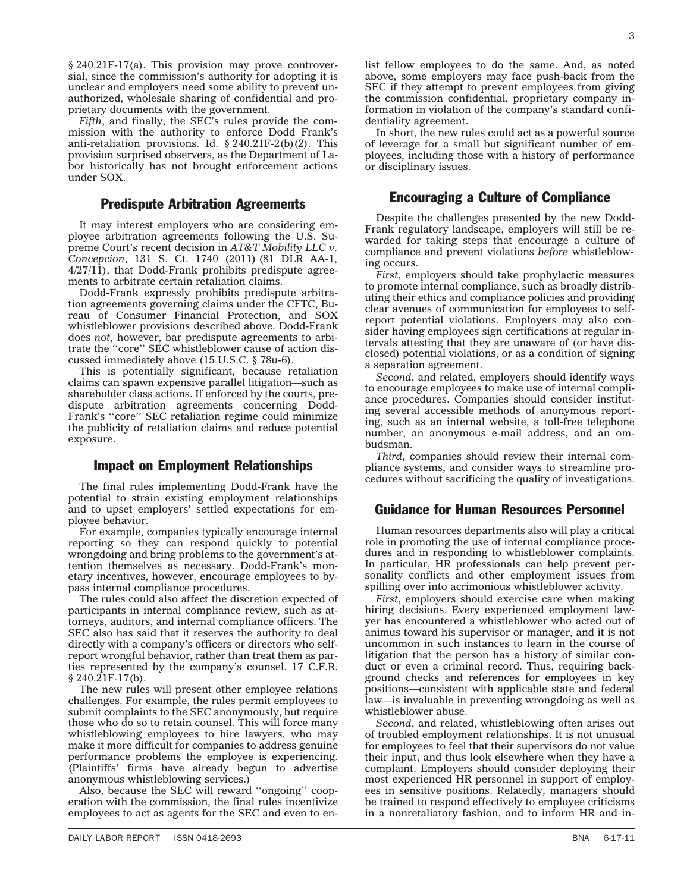§ 240.21F-17(a). This provision may prove controversial, since the commission's authority for adopting it is unclear and employers need some ability to prevent unauthorized, wholesale sharing of confidential and proprietary documents with the government.

*Fifth*, and finally, the SEC's rules provide the commission with the authority to enforce Dodd Frank's anti-retaliation provisions. Id. § 240.21F-2(b)(2). This provision surprised observers, as the Department of Labor historically has not brought enforcement actions under SOX.

## Predispute Arbitration Agreements

It may interest employers who are considering employee arbitration agreements following the U.S. Supreme Court's recent decision in *AT&T Mobility LLC v. Concepcion*, 131 S. Ct. 1740 (2011) (81 DLR AA-1, 4/27/11), that Dodd-Frank prohibits predispute agreements to arbitrate certain retaliation claims.

Dodd-Frank expressly prohibits predispute arbitration agreements governing claims under the CFTC, Bureau of Consumer Financial Protection, and SOX whistleblower provisions described above. Dodd-Frank does *not*, however, bar predispute agreements to arbitrate the ''core'' SEC whistleblower cause of action discussed immediately above (15 U.S.C. § 78u-6).

This is potentially significant, because retaliation claims can spawn expensive parallel litigation—such as shareholder class actions. If enforced by the courts, predispute arbitration agreements concerning Dodd-Frank's ''core'' SEC retaliation regime could minimize the publicity of retaliation claims and reduce potential exposure.

## Impact on Employment Relationships

The final rules implementing Dodd-Frank have the potential to strain existing employment relationships and to upset employers' settled expectations for employee behavior.

For example, companies typically encourage internal reporting so they can respond quickly to potential wrongdoing and bring problems to the government's attention themselves as necessary. Dodd-Frank's monetary incentives, however, encourage employees to bypass internal compliance procedures.

The rules could also affect the discretion expected of participants in internal compliance review, such as attorneys, auditors, and internal compliance officers. The SEC also has said that it reserves the authority to deal directly with a company's officers or directors who self-report wrongful behavior, rather than treat them as parties represented by the company's counsel. 17 C.F.R. § 240.21F-17(b).

The new rules will present other employee relations challenges. For example, the rules permit employees to submit complaints to the SEC anonymously, but require those who do so to retain counsel. This will force many whistleblowing employees to hire lawyers, who may make it more difficult for companies to address genuine performance problems the employee is experiencing. (Plaintiffs' firms have already begun to advertise anonymous whistleblowing services.)

Also, because the SEC will reward ''ongoing'' cooperation with the commission, the final rules incentivize employees to act as agents for the SEC and even to enlist fellow employees to do the same. And, as noted above, some employers may face push-back from the SEC if they attempt to prevent employees from giving the commission confidential, proprietary company information in violation of the company's standard confidentiality agreement.

In short, the new rules could act as a powerful source of leverage for a small but significant number of employees, including those with a history of performance or disciplinary issues.

## Encouraging a Culture of Compliance

Despite the challenges presented by the new Dodd-Frank regulatory landscape, employers will still be rewarded for taking steps that encourage a culture of compliance and prevent violations *before* whistleblowing occurs.

*First*, employers should take prophylactic measures to promote internal compliance, such as broadly distributing their ethics and compliance policies and providing clear avenues of communication for employees to self-report potential violations. Employers may also consider having employees sign certifications at regular intervals attesting that they are unaware of (or have disclosed) potential violations, or as a condition of signing a separation agreement.

*Second*, and related, employers should identify ways to encourage employees to make use of internal compliance procedures. Companies should consider instituting several accessible methods of anonymous reporting, such as an internal website, a toll-free telephone number, an anonymous e-mail address, and an ombudsman.

*Third*, companies should review their internal compliance systems, and consider ways to streamline procedures without sacrificing the quality of investigations.

## Guidance for Human Resources Personnel

Human resources departments also will play a critical role in promoting the use of internal compliance procedures and in responding to whistleblower complaints. In particular, HR professionals can help prevent personality conflicts and other employment issues from spilling over into acrimonious whistleblower activity.

*First*, employers should exercise care when making hiring decisions. Every experienced employment lawyer has encountered a whistleblower who acted out of animus toward his supervisor or manager, and it is not uncommon in such instances to learn in the course of litigation that the person has a history of similar conduct or even a criminal record. Thus, requiring background checks and references for employees in key positions—consistent with applicable state and federal law—is invaluable in preventing wrongdoing as well as whistleblower abuse.

*Second*, and related, whistleblowing often arises out of troubled employment relationships. It is not unusual for employees to feel that their supervisors do not value their input, and thus look elsewhere when they have a complaint. Employers should consider deploying their most experienced HR personnel in support of employees in sensitive positions. Relatedly, managers should be trained to respond effectively to employee criticisms in a nonretaliatory fashion, and to inform HR and in-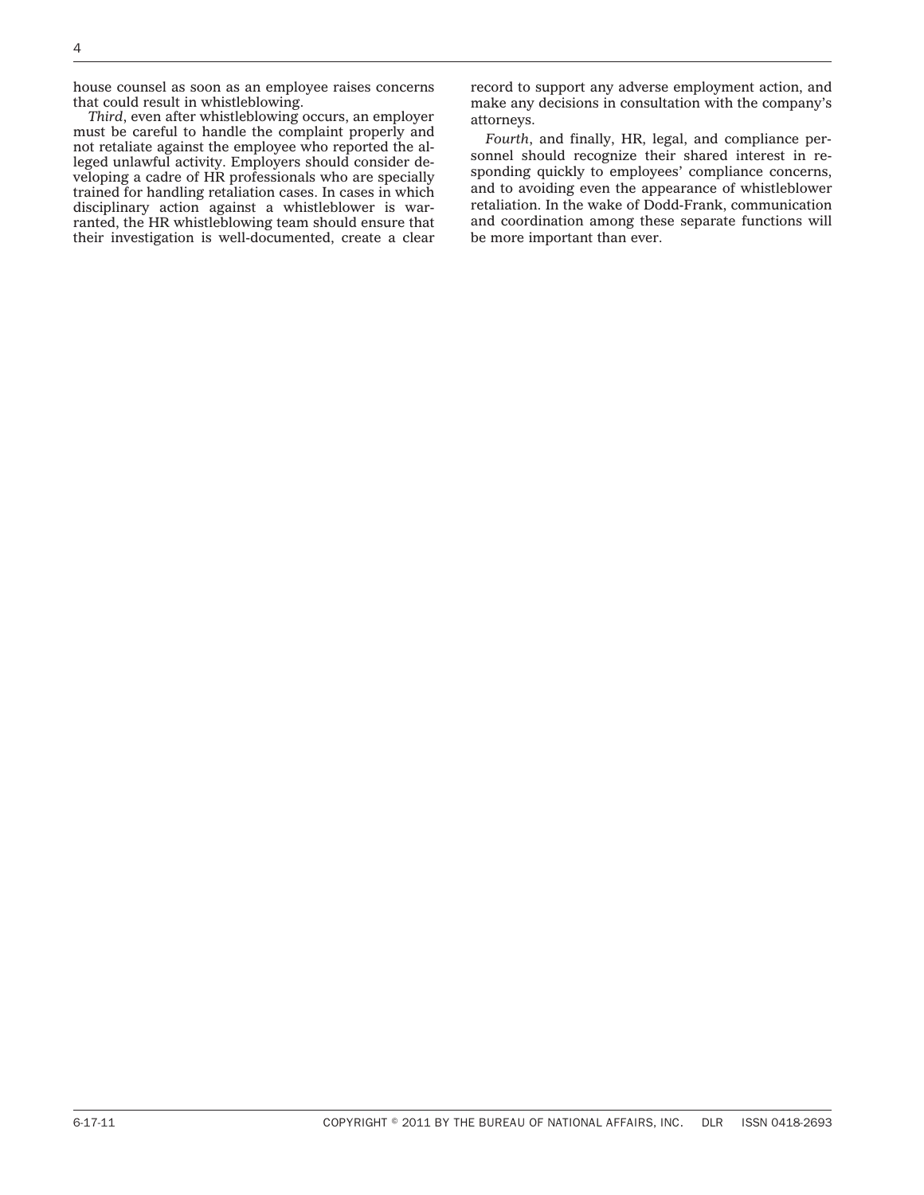house counsel as soon as an employee raises concerns that could result in whistleblowing.

*Third*, even after whistleblowing occurs, an employer must be careful to handle the complaint properly and not retaliate against the employee who reported the alleged unlawful activity. Employers should consider developing a cadre of HR professionals who are specially trained for handling retaliation cases. In cases in which disciplinary action against a whistleblower is warranted, the HR whistleblowing team should ensure that their investigation is well-documented, create a clear record to support any adverse employment action, and make any decisions in consultation with the company's attorneys.

*Fourth*, and finally, HR, legal, and compliance personnel should recognize their shared interest in responding quickly to employees' compliance concerns, and to avoiding even the appearance of whistleblower retaliation. In the wake of Dodd-Frank, communication and coordination among these separate functions will be more important than ever.